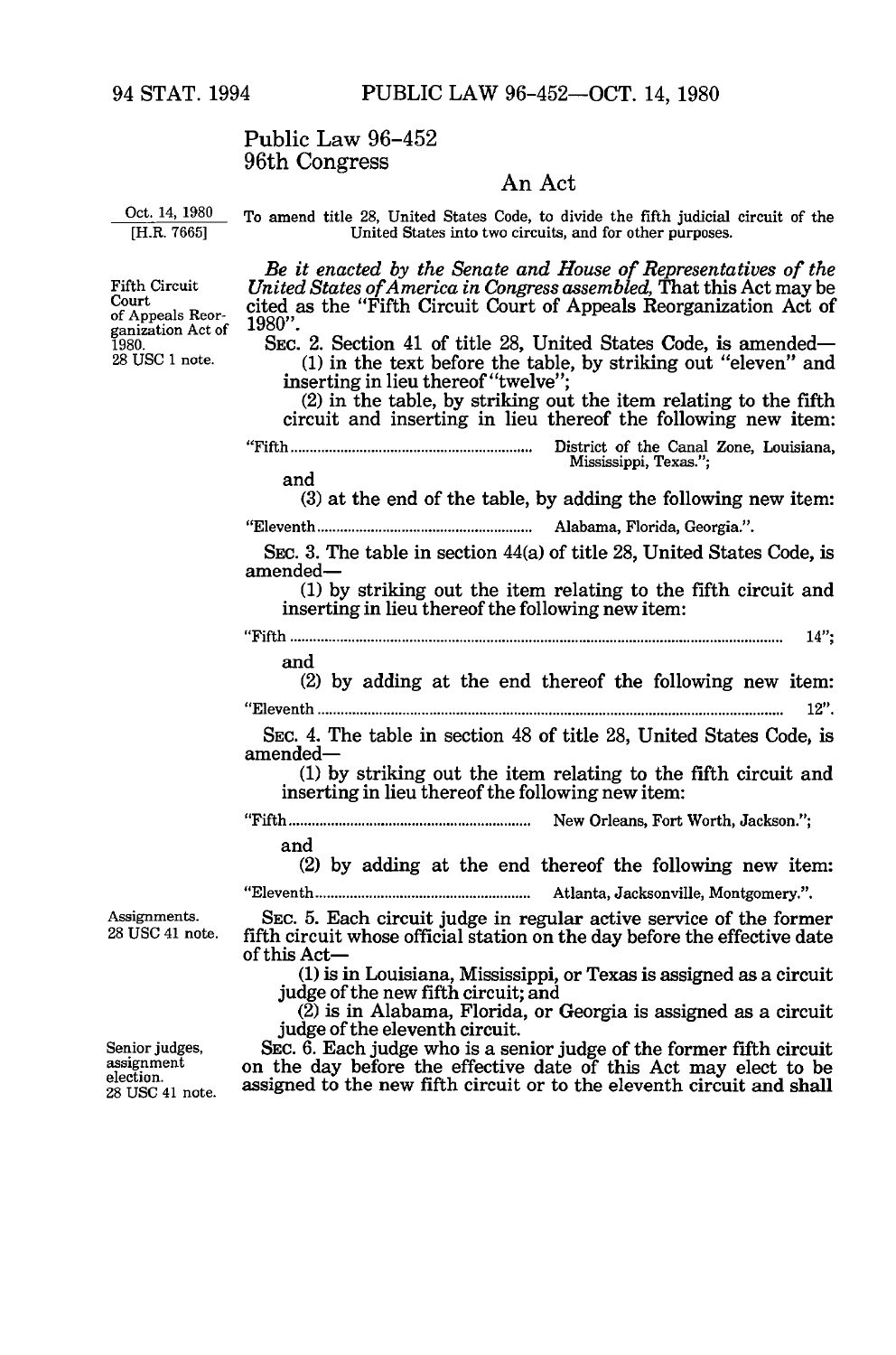# Public Law 96-452
## 96th Congress

### An Act

Oct. 14, 1980
[H.R. 7665]

To amend title 28, United States Code, to divide the fifth judicial circuit of the United States into two circuits, and for other purposes.

Fifth Circuit Court of Appeals Reorganization Act of 1980.
28 USC 1 note.

*Be it enacted by the Senate and House of Representatives of the United States of America in Congress assembled,* That this Act may be cited as the "Fifth Circuit Court of Appeals Reorganization Act of 1980".

SEC. 2. Section 41 of title 28, United States Code, is amended—

(1) in the text before the table, by striking out "eleven" and inserting in lieu thereof "twelve";

(2) in the table, by striking out the item relating to the fifth circuit and inserting in lieu thereof the following new item:

"Fifth .............................................................. District of the Canal Zone, Louisiana, Mississippi, Texas.";

and

(3) at the end of the table, by adding the following new item:

"Eleven.......................................................... Alabama, Florida, Georgia.".

SEC. 3. The table in section 44(a) of title 28, United States Code, is amended—

(1) by striking out the item relating to the fifth circuit and inserting in lieu thereof the following new item:

"Fifth .......................................................................................................................... 14";

and

(2) by adding at the end thereof the following new item:

"Eleventh ..................................................................................................................... 12".

SEC. 4. The table in section 48 of title 28, United States Code, is amended—

(1) by striking out the item relating to the fifth circuit and inserting in lieu thereof the following new item:

"Fifth.............................................................. New Orleans, Fort Worth, Jackson.";

and

(2) by adding at the end thereof the following new item:

"Eleventh....................................................... Atlanta, Jacksonville, Montgomery.".

Assignments.
28 USC 41 note.

SEC. 5. Each circuit judge in regular active service of the former fifth circuit whose official station on the day before the effective date of this Act—

(1) is in Louisiana, Mississippi, or Texas is assigned as a circuit judge of the new fifth circuit; and

(2) is in Alabama, Florida, or Georgia is assigned as a circuit judge of the eleventh circuit.

Senior judges, assignment election.
28 USC 41 note.

SEC. 6. Each judge who is a senior judge of the former fifth circuit on the day before the effective date of this Act may elect to be assigned to the new fifth circuit or to the eleventh circuit and shall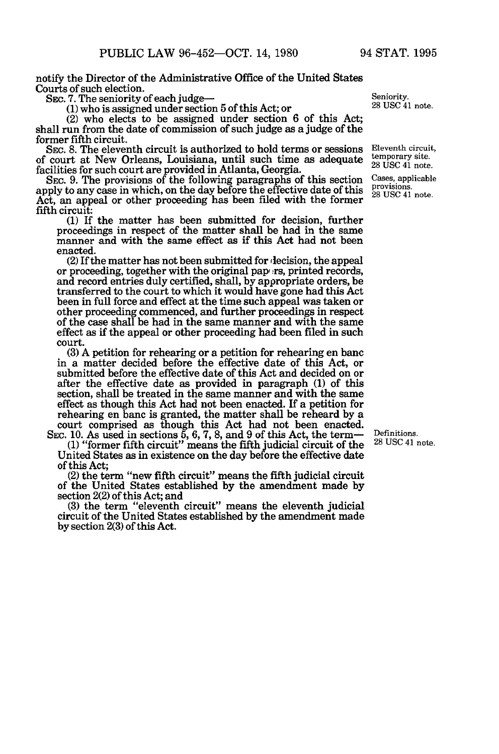notify the Director of the Administrative Office of the United States Courts of such election.

SEC. 7. The seniority of each judge—

(1) who is assigned under section 5 of this Act; or

(2) who elects to be assigned under section 6 of this Act;

shall run from the date of commission of such judge as a judge of the former fifth circuit.

Seniority.
28 USC 41 note.

SEC. 8. The eleventh circuit is authorized to hold terms or sessions of court at New Orleans, Louisiana, until such time as adequate facilities for such court are provided in Atlanta, Georgia.

Eleventh circuit, temporary site.
28 USC 41 note.

SEC. 9. The provisions of the following paragraphs of this section apply to any case in which, on the day before the effective date of this Act, an appeal or other proceeding has been filed with the former fifth circuit:

Cases, applicable provisions.
28 USC 41 note.

(1) If the matter has been submitted for decision, further proceedings in respect of the matter shall be had in the same manner and with the same effect as if this Act had not been enacted.

(2) If the matter has not been submitted for decision, the appeal or proceeding, together with the original papers, printed records, and record entries duly certified, shall, by appropriate orders, be transferred to the court to which it would have gone had this Act been in full force and effect at the time such appeal was taken or other proceeding commenced, and further proceedings in respect of the case shall be had in the same manner and with the same effect as if the appeal or other proceeding had been filed in such court.

(3) A petition for rehearing or a petition for rehearing en banc in a matter decided before the effective date of this Act, or submitted before the effective date of this Act and decided on or after the effective date as provided in paragraph (1) of this section, shall be treated in the same manner and with the same effect as though this Act had not been enacted. If a petition for rehearing en banc is granted, the matter shall be reheard by a court comprised as though this Act had not been enacted.

SEC. 10. As used in sections 5, 6, 7, 8, and 9 of this Act, the term—

Definitions.
28 USC 41 note.

(1) "former fifth circuit" means the fifth judicial circuit of the United States as in existence on the day before the effective date of this Act;

(2) the term "new fifth circuit" means the fifth judicial circuit of the United States established by the amendment made by section 2(2) of this Act; and

(3) the term "eleventh circuit" means the eleventh judicial circuit of the United States established by the amendment made by section 2(3) of this Act.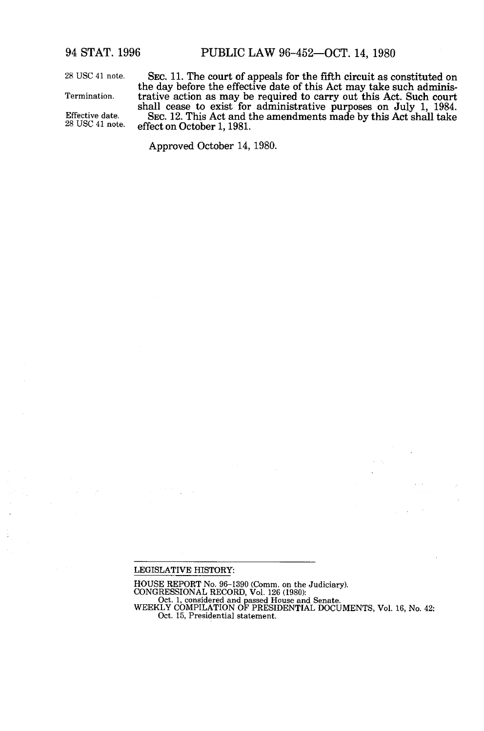28 USC 41 note.

Termination.

SEC. 11. The court of appeals for the fifth circuit as constituted on the day before the effective date of this Act may take such administrative action as may be required to carry out this Act. Such court shall cease to exist for administrative purposes on July 1, 1984.

Effective date.
28 USC 41 note.

SEC. 12. This Act and the amendments made by this Act shall take effect on October 1, 1981.

Approved October 14, 1980.

---

LEGISLATIVE HISTORY:

HOUSE REPORT No. 96-1390 (Comm. on the Judiciary).
CONGRESSIONAL RECORD, Vol. 126 (1980):
Oct. 1, considered and passed House and Senate.
WEEKLY COMPILATION OF PRESIDENTIAL DOCUMENTS, Vol. 16, No. 42:
Oct. 15, Presidential statement.